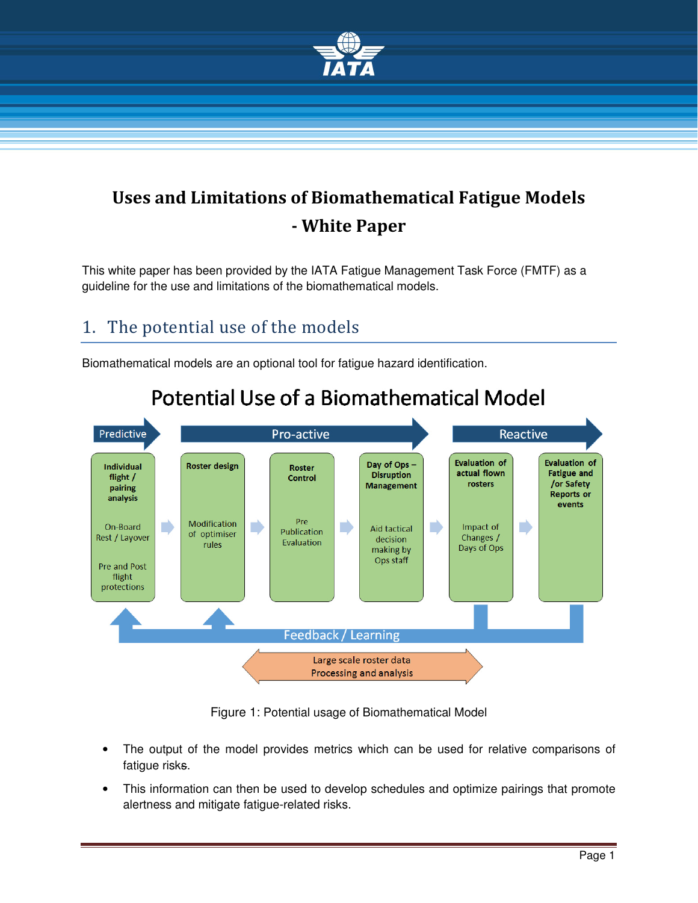# Uses and Limitations of Biomathematical Fatigue Models - White Paper

This white paper has been provided by the IATA Fatigue Management Task Force (FMTF) as a guideline for the use and limitations of the biomathematical models.

## 1. The potential use of the models

Biomathematical models are an optional tool for fatigue hazard identification.

**Potential Use of a Biomathematical Model**

| Predictive | Pro-active | | | Reactive | |
|---|---|---|---|---|---|
| **Individual flight / pairing analysis**<br>On-Board Rest / Layover<br>Pre and Post flight protections | **Roster design**<br>Modification of optimiser rules | **Roster Control**<br>Pre Publication Evaluation | **Day of Ops – Disruption Management**<br>Aid tactical decision making by Ops staff | **Evaluation of actual flown rosters**<br>Impact of Changes / Days of Ops | **Evaluation of Fatigue and /or Safety Reports or events** |

Feedback / Learning

Large scale roster data Processing and analysis

Figure 1: Potential usage of Biomathematical Model

- The output of the model provides metrics which can be used for relative comparisons of fatigue risks.
- This information can then be used to develop schedules and optimize pairings that promote alertness and mitigate fatigue-related risks.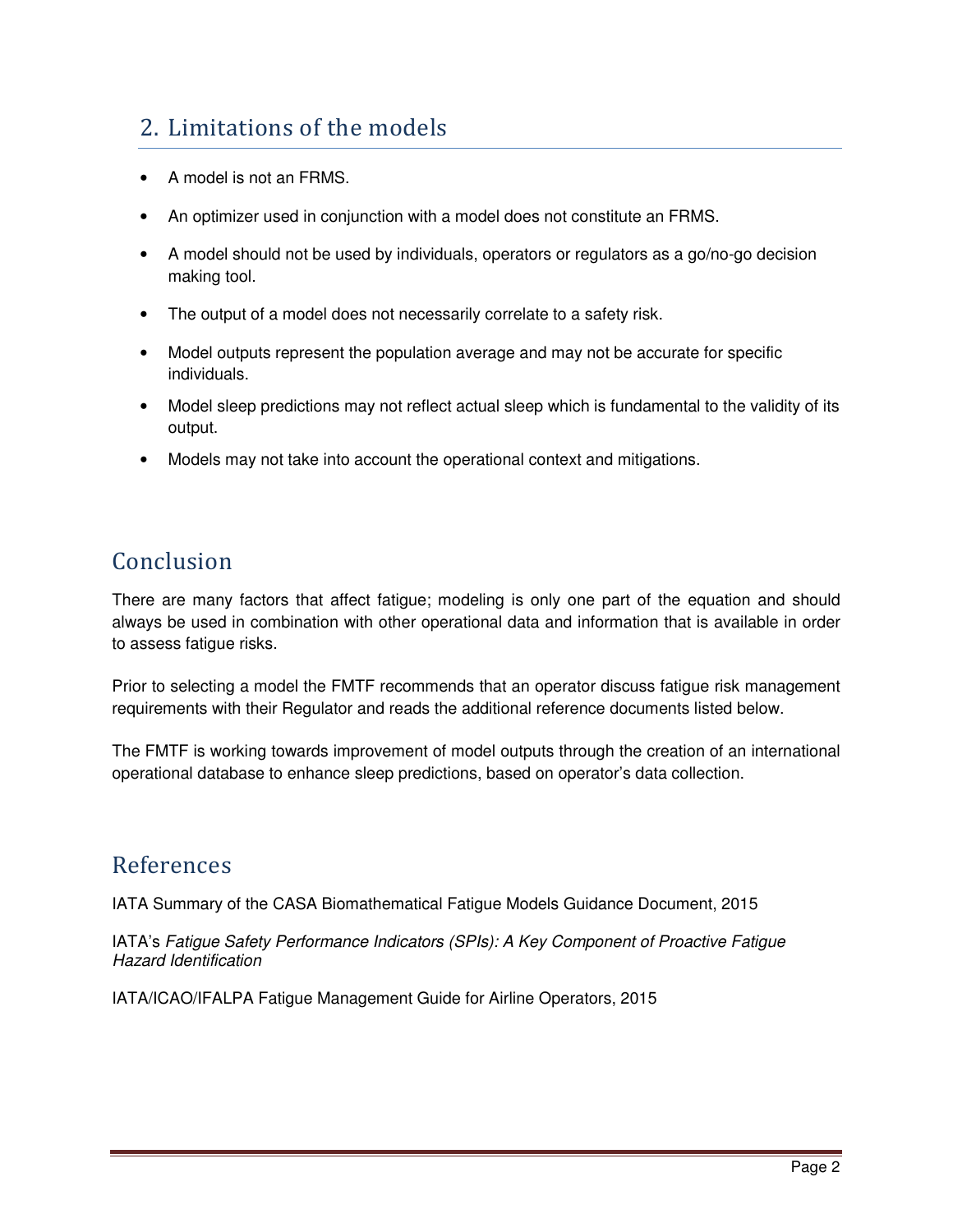## 2. Limitations of the models

- A model is not an FRMS.
- An optimizer used in conjunction with a model does not constitute an FRMS.
- A model should not be used by individuals, operators or regulators as a go/no-go decision making tool.
- The output of a model does not necessarily correlate to a safety risk.
- Model outputs represent the population average and may not be accurate for specific individuals.
- Model sleep predictions may not reflect actual sleep which is fundamental to the validity of its output.
- Models may not take into account the operational context and mitigations.

## Conclusion

There are many factors that affect fatigue; modeling is only one part of the equation and should always be used in combination with other operational data and information that is available in order to assess fatigue risks.

Prior to selecting a model the FMTF recommends that an operator discuss fatigue risk management requirements with their Regulator and reads the additional reference documents listed below.

The FMTF is working towards improvement of model outputs through the creation of an international operational database to enhance sleep predictions, based on operator's data collection.

## References

IATA Summary of the CASA Biomathematical Fatigue Models Guidance Document, 2015

IATA's *Fatigue Safety Performance Indicators (SPIs): A Key Component of Proactive Fatigue Hazard Identification*

IATA/ICAO/IFALPA Fatigue Management Guide for Airline Operators, 2015